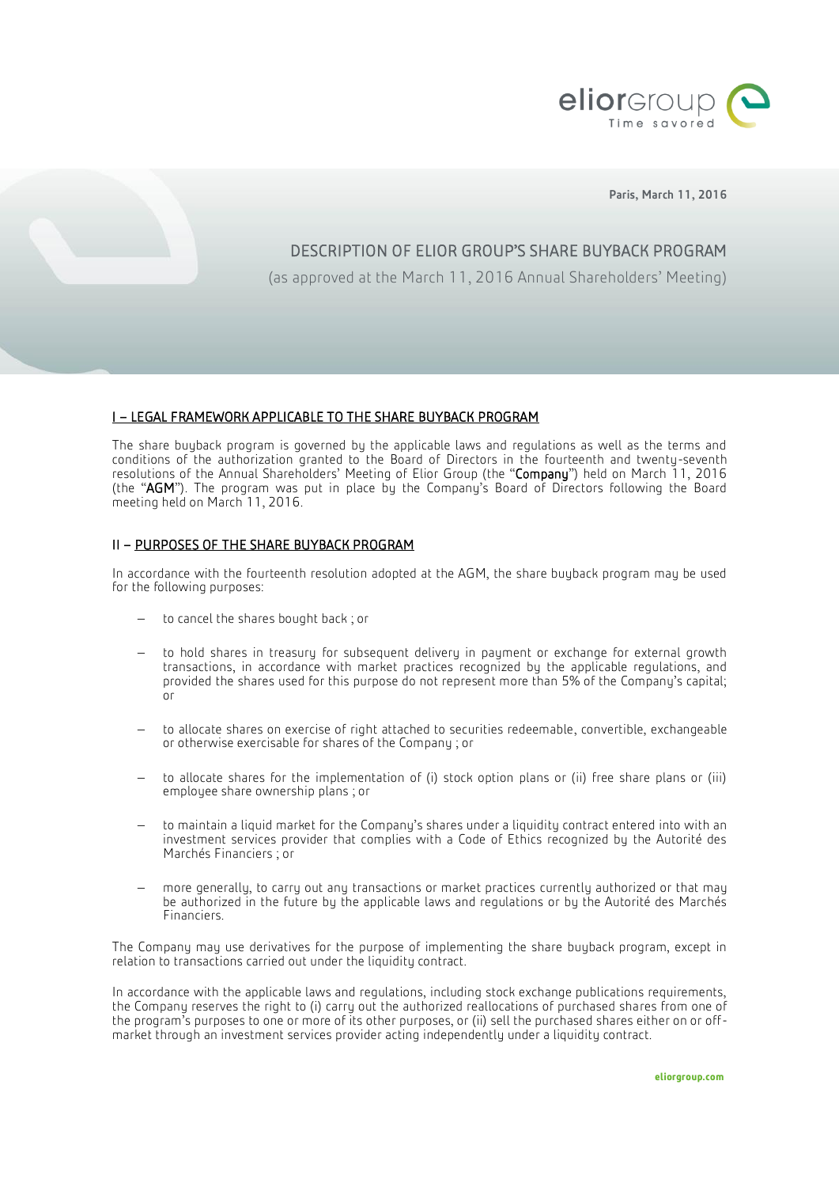Paris, March 11, 2016

# DESCRIPTION OF ELIOR GROUP'S SHARE BUYBACK PROGRAM

(as approved at the March 11, 2016 Annual Shareholders' Meeting)

## I – LEGAL FRAMEWORK APPLICABLE TO THE SHARE BUYBACK PROGRAM

The share buyback program is governed by the applicable laws and regulations as well as the terms and conditions of the authorization granted to the Board of Directors in the fourteenth and twenty-seventh resolutions of the Annual Shareholders' Meeting of Elior Group (the "**Company**") held on March 11, 2016 (the "**AGM**"). The program was put in place by the Company's Board of Directors following the Board meeting held on March 11, 2016.

## II – PURPOSES OF THE SHARE BUYBACK PROGRAM

In accordance with the fourteenth resolution adopted at the AGM, the share buyback program may be used for the following purposes:

- to cancel the shares bought back ; or
- to hold shares in treasury for subsequent delivery in payment or exchange for external growth transactions, in accordance with market practices recognized by the applicable regulations, and provided the shares used for this purpose do not represent more than 5% of the Company's capital; or
- to allocate shares on exercise of right attached to securities redeemable, convertible, exchangeable or otherwise exercisable for shares of the Company ; or
- to allocate shares for the implementation of (i) stock option plans or (ii) free share plans or (iii) employee share ownership plans ; or
- to maintain a liquid market for the Company's shares under a liquidity contract entered into with an investment services provider that complies with a Code of Ethics recognized by the Autorité des Marchés Financiers ; or
- more generally, to carry out any transactions or market practices currently authorized or that may be authorized in the future by the applicable laws and regulations or by the Autorité des Marchés Financiers.

The Company may use derivatives for the purpose of implementing the share buyback program, except in relation to transactions carried out under the liquidity contract.

In accordance with the applicable laws and regulations, including stock exchange publications requirements, the Company reserves the right to (i) carry out the authorized reallocations of purchased shares from one of the program's purposes to one or more of its other purposes, or (ii) sell the purchased shares either on or off-market through an investment services provider acting independently under a liquidity contract.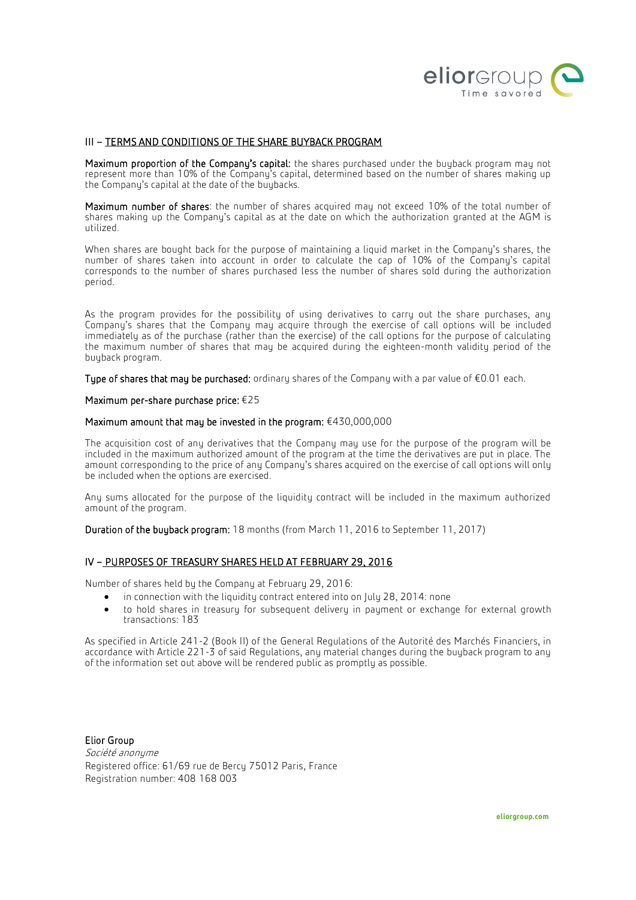## III – TERMS AND CONDITIONS OF THE SHARE BUYBACK PROGRAM

**Maximum proportion of the Company's capital:** the shares purchased under the buyback program may not represent more than 10% of the Company's capital, determined based on the number of shares making up the Company's capital at the date of the buybacks.

**Maximum number of shares**: the number of shares acquired may not exceed 10% of the total number of shares making up the Company's capital as at the date on which the authorization granted at the AGM is utilized.

When shares are bought back for the purpose of maintaining a liquid market in the Company's shares, the number of shares taken into account in order to calculate the cap of 10% of the Company's capital corresponds to the number of shares purchased less the number of shares sold during the authorization period.

As the program provides for the possibility of using derivatives to carry out the share purchases, any Company's shares that the Company may acquire through the exercise of call options will be included immediately as of the purchase (rather than the exercise) of the call options for the purpose of calculating the maximum number of shares that may be acquired during the eighteen-month validity period of the buyback program.

**Type of shares that may be purchased:** ordinary shares of the Company with a par value of €0.01 each.

**Maximum per-share purchase price:** €25

**Maximum amount that may be invested in the program:** €430,000,000

The acquisition cost of any derivatives that the Company may use for the purpose of the program will be included in the maximum authorized amount of the program at the time the derivatives are put in place. The amount corresponding to the price of any Company's shares acquired on the exercise of call options will only be included when the options are exercised.

Any sums allocated for the purpose of the liquidity contract will be included in the maximum authorized amount of the program.

**Duration of the buyback program:** 18 months (from March 11, 2016 to September 11, 2017)

## IV – PURPOSES OF TREASURY SHARES HELD AT FEBRUARY 29, 2016

Number of shares held by the Company at February 29, 2016:

- in connection with the liquidity contract entered into on July 28, 2014: none
- to hold shares in treasury for subsequent delivery in payment or exchange for external growth transactions: 183

As specified in Article 241-2 (Book II) of the General Regulations of the Autorité des Marchés Financiers, in accordance with Article 221-3 of said Regulations, any material changes during the buyback program to any of the information set out above will be rendered public as promptly as possible.

**Elior Group**
*Société anonyme*
Registered office: 61/69 rue de Bercy 75012 Paris, France
Registration number: 408 168 003

eliorgroup.com